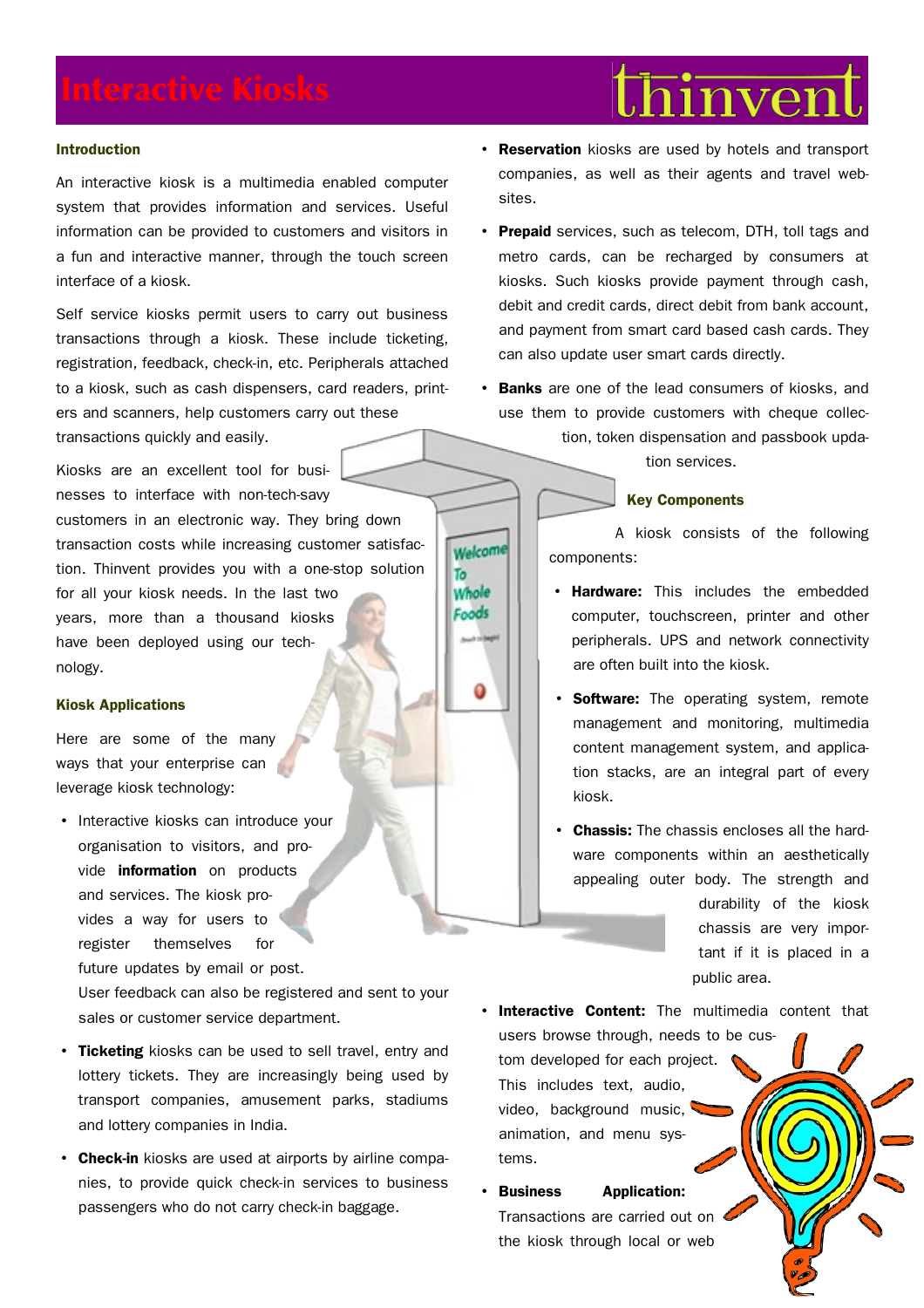# Interactive Kiosks

thinvent

### Introduction

An interactive kiosk is a multimedia enabled computer system that provides information and services. Useful information can be provided to customers and visitors in a fun and interactive manner, through the touch screen interface of a kiosk.

Self service kiosks permit users to carry out business transactions through a kiosk. These include ticketing, registration, feedback, check-in, etc. Peripherals attached to a kiosk, such as cash dispensers, card readers, printers and scanners, help customers carry out these transactions quickly and easily.

Kiosks are an excellent tool for businesses to interface with non-tech-savy customers in an electronic way. They bring down transaction costs while increasing customer satisfaction. Thinvent provides you with a one-stop solution for all your kiosk needs. In the last two years, more than a thousand kiosks have been deployed using our technology.

### Kiosk Applications

Here are some of the many ways that your enterprise can leverage kiosk technology:

- Interactive kiosks can introduce your organisation to visitors, and provide **information** on products and services. The kiosk provides a way for users to register themselves for future updates by email or post. User feedback can also be registered and sent to your sales or customer service department.
- **Ticketing** kiosks can be used to sell travel, entry and lottery tickets. They are increasingly being used by transport companies, amusement parks, stadiums and lottery companies in India.
- **Check-in** kiosks are used at airports by airline companies, to provide quick check-in services to business passengers who do not carry check-in baggage.
- **Reservation** kiosks are used by hotels and transport companies, as well as their agents and travel websites.
- **Prepaid** services, such as telecom, DTH, toll tags and metro cards, can be recharged by consumers at kiosks. Such kiosks provide payment through cash, debit and credit cards, direct debit from bank account, and payment from smart card based cash cards. They can also update user smart cards directly.
- **Banks** are one of the lead consumers of kiosks, and use them to provide customers with cheque collection, token dispensation and passbook updation services.

### Key Components

A kiosk consists of the following components:

- **Hardware:** This includes the embedded computer, touchscreen, printer and other peripherals. UPS and network connectivity are often built into the kiosk.
- **Software:** The operating system, remote management and monitoring, multimedia content management system, and application stacks, are an integral part of every kiosk.
- **Chassis:** The chassis encloses all the hardware components within an aesthetically appealing outer body. The strength and durability of the kiosk chassis are very important if it is placed in a public area.
- **Interactive Content:** The multimedia content that users browse through, needs to be custom developed for each project. This includes text, audio, video, background music, animation, and menu systems.
- **Business Application:** Transactions are carried out on the kiosk through local or web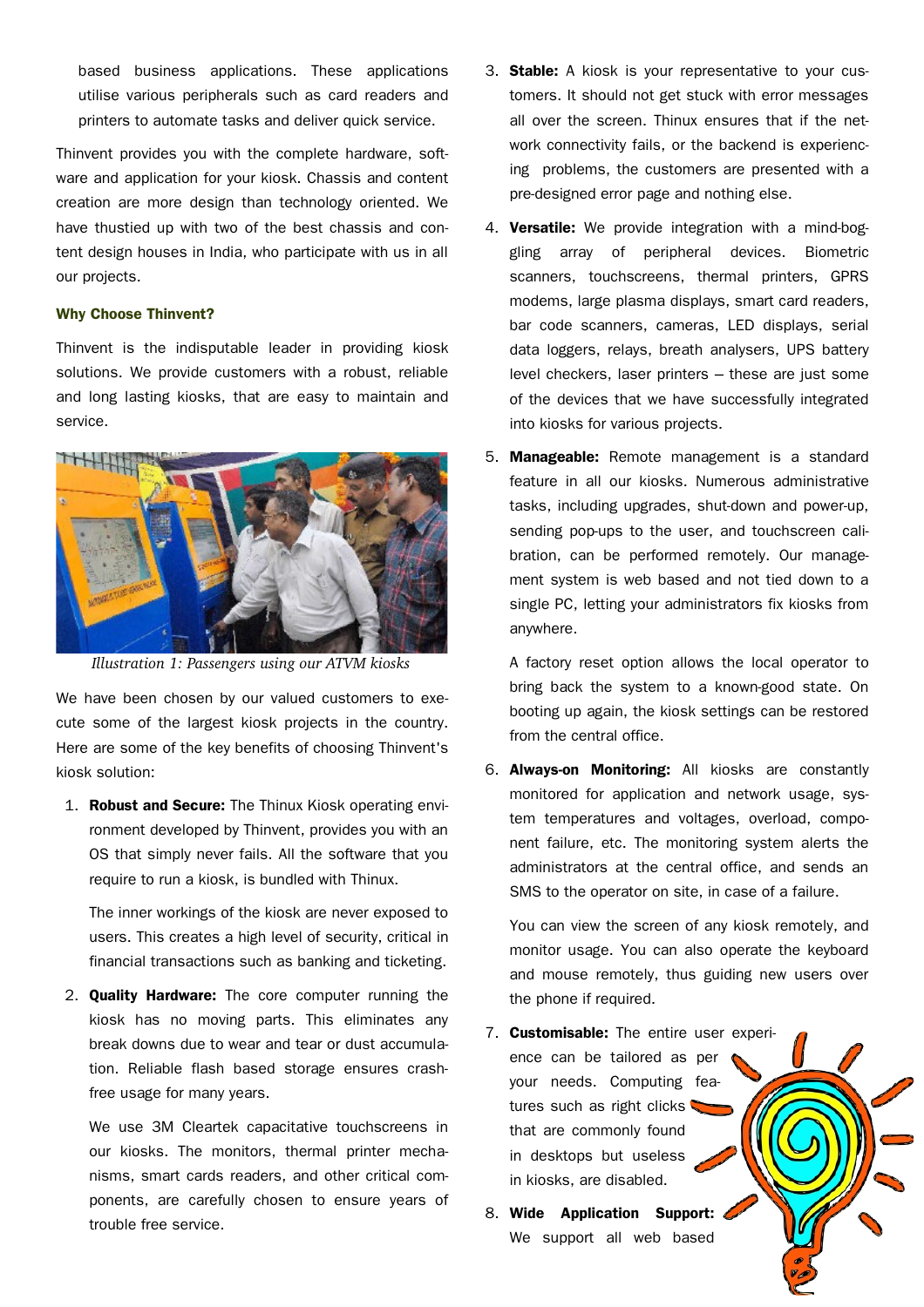based business applications. These applications utilise various peripherals such as card readers and printers to automate tasks and deliver quick service.

Thinvent provides you with the complete hardware, software and application for your kiosk. Chassis and content creation are more design than technology oriented. We have thustied up with two of the best chassis and content design houses in India, who participate with us in all our projects.

### Why Choose Thinvent?

Thinvent is the indisputable leader in providing kiosk solutions. We provide customers with a robust, reliable and long lasting kiosks, that are easy to maintain and service.

*Illustration 1: Passengers using our ATVM kiosks*

We have been chosen by our valued customers to execute some of the largest kiosk projects in the country. Here are some of the key benefits of choosing Thinvent's kiosk solution:

1. **Robust and Secure:** The Thinux Kiosk operating environment developed by Thinvent, provides you with an OS that simply never fails. All the software that you require to run a kiosk, is bundled with Thinux.

   The inner workings of the kiosk are never exposed to users. This creates a high level of security, critical in financial transactions such as banking and ticketing.

2. **Quality Hardware:** The core computer running the kiosk has no moving parts. This eliminates any break downs due to wear and tear or dust accumulation. Reliable flash based storage ensures crash-free usage for many years.

   We use 3M Cleartek capacitative touchscreens in our kiosks. The monitors, thermal printer mechanisms, smart cards readers, and other critical components, are carefully chosen to ensure years of trouble free service.

3. **Stable:** A kiosk is your representative to your customers. It should not get stuck with error messages all over the screen. Thinux ensures that if the network connectivity fails, or the backend is experiencing problems, the customers are presented with a pre-designed error page and nothing else.

4. **Versatile:** We provide integration with a mind-boggling array of peripheral devices. Biometric scanners, touchscreens, thermal printers, GPRS modems, large plasma displays, smart card readers, bar code scanners, cameras, LED displays, serial data loggers, relays, breath analysers, UPS battery level checkers, laser printers – these are just some of the devices that we have successfully integrated into kiosks for various projects.

5. **Manageable:** Remote management is a standard feature in all our kiosks. Numerous administrative tasks, including upgrades, shut-down and power-up, sending pop-ups to the user, and touchscreen calibration, can be performed remotely. Our management system is web based and not tied down to a single PC, letting your administrators fix kiosks from anywhere.

   A factory reset option allows the local operator to bring back the system to a known-good state. On booting up again, the kiosk settings can be restored from the central office.

6. **Always-on Monitoring:** All kiosks are constantly monitored for application and network usage, system temperatures and voltages, overload, component failure, etc. The monitoring system alerts the administrators at the central office, and sends an SMS to the operator on site, in case of a failure.

   You can view the screen of any kiosk remotely, and monitor usage. You can also operate the keyboard and mouse remotely, thus guiding new users over the phone if required.

7. **Customisable:** The entire user experience can be tailored as per your needs. Computing features such as right clicks that are commonly found in desktops but useless in kiosks, are disabled.

8. **Wide Application Support:** We support all web based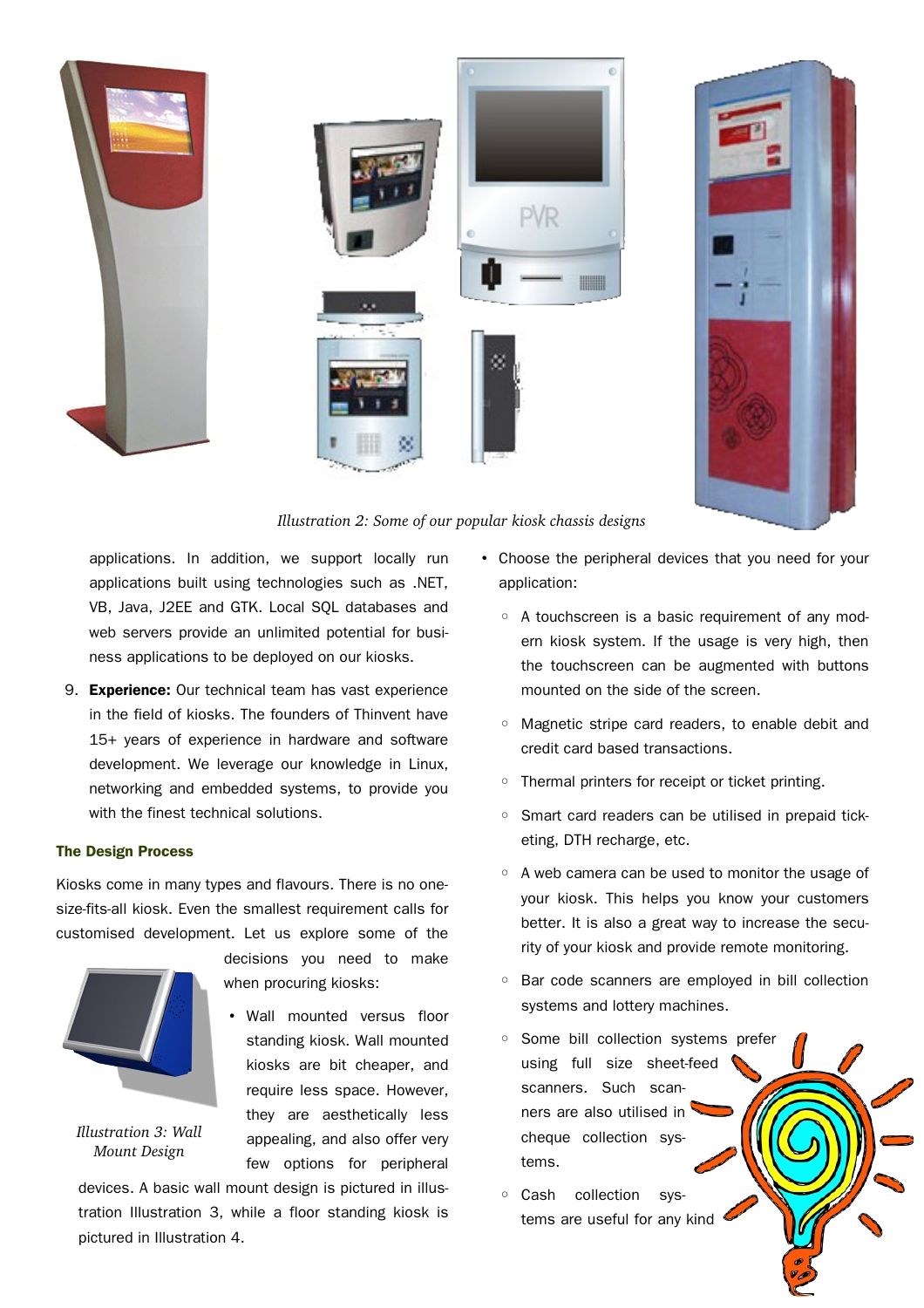*Illustration 2: Some of our popular kiosk chassis designs*

applications. In addition, we support locally run applications built using technologies such as .NET, VB, Java, J2EE and GTK. Local SQL databases and web servers provide an unlimited potential for business applications to be deployed on our kiosks.

9. **Experience:** Our technical team has vast experience in the field of kiosks. The founders of Thinvent have 15+ years of experience in hardware and software development. We leverage our knowledge in Linux, networking and embedded systems, to provide you with the finest technical solutions.

### The Design Process

Kiosks come in many types and flavours. There is no one-size-fits-all kiosk. Even the smallest requirement calls for customised development. Let us explore some of the decisions you need to make when procuring kiosks:

*Illustration 3: Wall Mount Design*

- Wall mounted versus floor standing kiosk. Wall mounted kiosks are bit cheaper, and require less space. However, they are aesthetically less appealing, and also offer very few options for peripheral devices. A basic wall mount design is pictured in illustration Illustration 3, while a floor standing kiosk is pictured in Illustration 4.
- Choose the peripheral devices that you need for your application:
  - A touchscreen is a basic requirement of any modern kiosk system. If the usage is very high, then the touchscreen can be augmented with buttons mounted on the side of the screen.
  - Magnetic stripe card readers, to enable debit and credit card based transactions.
  - Thermal printers for receipt or ticket printing.
  - Smart card readers can be utilised in prepaid ticketing, DTH recharge, etc.
  - A web camera can be used to monitor the usage of your kiosk. This helps you know your customers better. It is also a great way to increase the security of your kiosk and provide remote monitoring.
  - Bar code scanners are employed in bill collection systems and lottery machines.
  - Some bill collection systems prefer using full size sheet-feed scanners. Such scanners are also utilised in cheque collection systems.
  - Cash collection systems are useful for any kind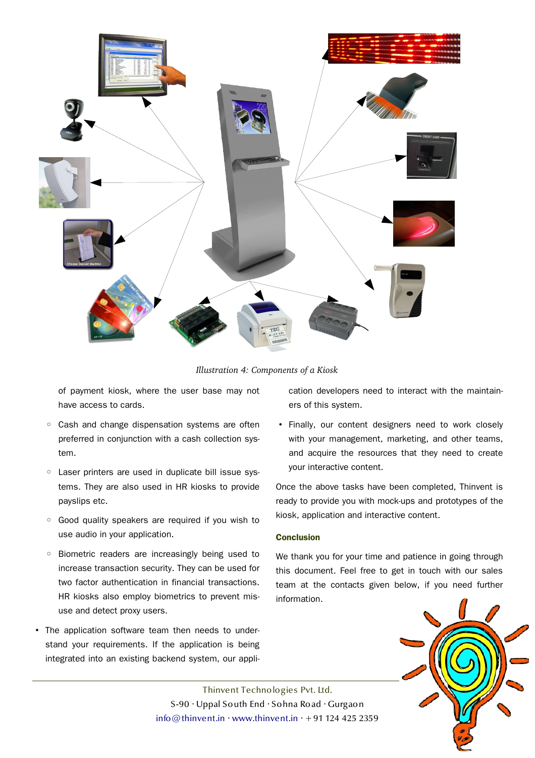*Illustration 4: Components of a Kiosk*

of payment kiosk, where the user base may not have access to cards.

- Cash and change dispensation systems are often preferred in conjunction with a cash collection system.
- Laser printers are used in duplicate bill issue systems. They are also used in HR kiosks to provide payslips etc.
- Good quality speakers are required if you wish to use audio in your application.
- Biometric readers are increasingly being used to increase transaction security. They can be used for two factor authentication in financial transactions. HR kiosks also employ biometrics to prevent misuse and detect proxy users.

- The application software team then needs to understand your requirements. If the application is being integrated into an existing backend system, our application developers need to interact with the maintainers of this system.
- Finally, our content designers need to work closely with your management, marketing, and other teams, and acquire the resources that they need to create your interactive content.

Once the above tasks have been completed, Thinvent is ready to provide you with mock-ups and prototypes of the kiosk, application and interactive content.

### Conclusion

We thank you for your time and patience in going through this document. Feel free to get in touch with our sales team at the contacts given below, if you need further information.

Thinvent Technologies Pvt. Ltd.
S-90 · Uppal South End · Sohna Road · Gurgaon
info@thinvent.in · www.thinvent.in · +91 124 425 2359